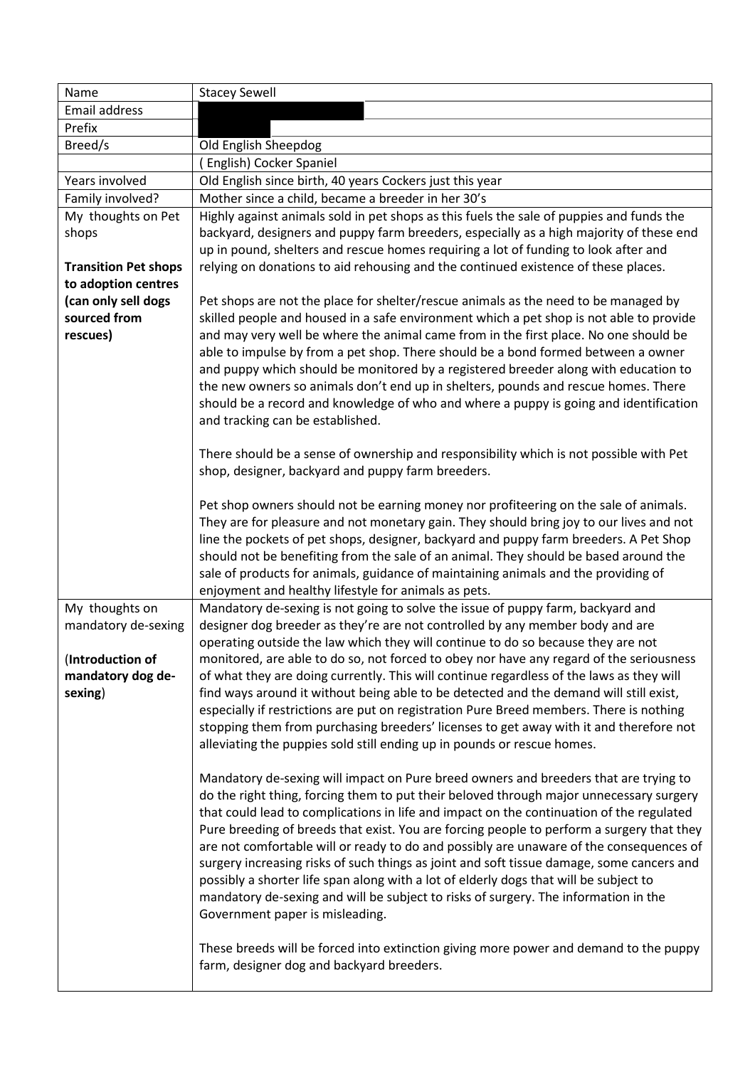| Name | Stacey Sewell |
|---|---|
| Email address | |
| Prefix | |
| Breed/s | Old English Sheepdog |
| | ( English) Cocker Spaniel |
| Years involved | Old English since birth, 40 years Cockers just this year |
| Family involved? | Mother since a child, became a breeder in her 30's |
| My thoughts on Pet shops<br><br>**Transition Pet shops to adoption centres (can only sell dogs sourced from rescues)** | Highly against animals sold in pet shops as this fuels the sale of puppies and funds the backyard, designers and puppy farm breeders, especially as a high majority of these end up in pound, shelters and rescue homes requiring a lot of funding to look after and relying on donations to aid rehousing and the continued existence of these places.<br><br>Pet shops are not the place for shelter/rescue animals as the need to be managed by skilled people and housed in a safe environment which a pet shop is not able to provide and may very well be where the animal came from in the first place. No one should be able to impulse by from a pet shop. There should be a bond formed between a owner and puppy which should be monitored by a registered breeder along with education to the new owners so animals don't end up in shelters, pounds and rescue homes. There should be a record and knowledge of who and where a puppy is going and identification and tracking can be established.<br><br>There should be a sense of ownership and responsibility which is not possible with Pet shop, designer, backyard and puppy farm breeders.<br><br>Pet shop owners should not be earning money nor profiteering on the sale of animals. They are for pleasure and not monetary gain. They should bring joy to our lives and not line the pockets of pet shops, designer, backyard and puppy farm breeders. A Pet Shop should not be benefiting from the sale of an animal. They should be based around the sale of products for animals, guidance of maintaining animals and the providing of enjoyment and healthy lifestyle for animals as pets. |
| My thoughts on mandatory de-sexing<br><br>(**Introduction of mandatory dog de-sexing**) | Mandatory de-sexing is not going to solve the issue of puppy farm, backyard and designer dog breeder as they're are not controlled by any member body and are operating outside the law which they will continue to do so because they are not monitored, are able to do so, not forced to obey nor have any regard of the seriousness of what they are doing currently. This will continue regardless of the laws as they will find ways around it without being able to be detected and the demand will still exist, especially if restrictions are put on registration Pure Breed members. There is nothing stopping them from purchasing breeders' licenses to get away with it and therefore not alleviating the puppies sold still ending up in pounds or rescue homes.<br><br>Mandatory de-sexing will impact on Pure breed owners and breeders that are trying to do the right thing, forcing them to put their beloved through major unnecessary surgery that could lead to complications in life and impact on the continuation of the regulated Pure breeding of breeds that exist. You are forcing people to perform a surgery that they are not comfortable will or ready to do and possibly are unaware of the consequences of surgery increasing risks of such things as joint and soft tissue damage, some cancers and possibly a shorter life span along with a lot of elderly dogs that will be subject to mandatory de-sexing and will be subject to risks of surgery. The information in the Government paper is misleading.<br><br>These breeds will be forced into extinction giving more power and demand to the puppy farm, designer dog and backyard breeders. |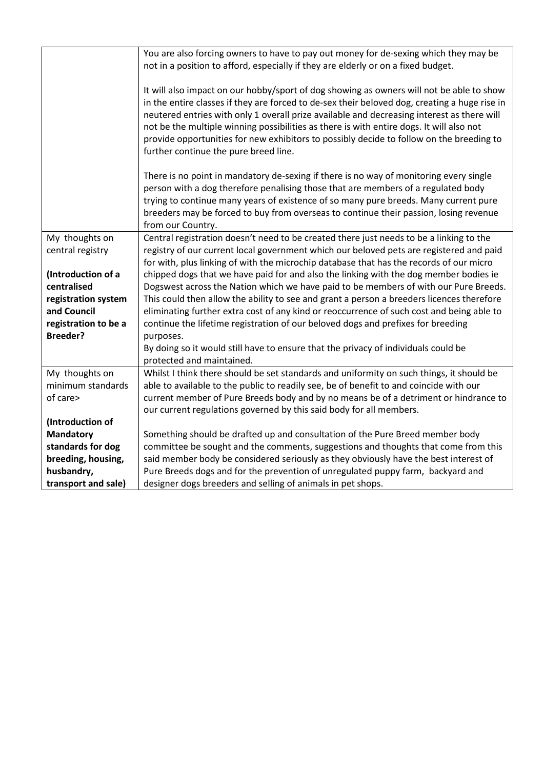| | |
|---|---|
| | You are also forcing owners to have to pay out money for de-sexing which they may be not in a position to afford, especially if they are elderly or on a fixed budget.<br><br>It will also impact on our hobby/sport of dog showing as owners will not be able to show in the entire classes if they are forced to de-sex their beloved dog, creating a huge rise in neutered entries with only 1 overall prize available and decreasing interest as there will not be the multiple winning possibilities as there is with entire dogs. It will also not provide opportunities for new exhibitors to possibly decide to follow on the breeding to further continue the pure breed line.<br><br>There is no point in mandatory de-sexing if there is no way of monitoring every single person with a dog therefore penalising those that are members of a regulated body trying to continue many years of existence of so many pure breeds. Many current pure breeders may be forced to buy from overseas to continue their passion, losing revenue from our Country. |
| My thoughts on central registry<br><br>**(Introduction of a centralised registration system and Council registration to be a Breeder?** | Central registration doesn't need to be created there just needs to be a linking to the registry of our current local government which our beloved pets are registered and paid for with, plus linking of with the microchip database that has the records of our micro chipped dogs that we have paid for and also the linking with the dog member bodies ie Dogswest across the Nation which we have paid to be members of with our Pure Breeds. This could then allow the ability to see and grant a person a breeders licences therefore eliminating further extra cost of any kind or reoccurrence of such cost and being able to continue the lifetime registration of our beloved dogs and prefixes for breeding purposes.<br>By doing so it would still have to ensure that the privacy of individuals could be protected and maintained. |
| My thoughts on minimum standards of care><br><br>**(Introduction of Mandatory standards for dog breeding, housing, husbandry, transport and sale)** | Whilst I think there should be set standards and uniformity on such things, it should be able to available to the public to readily see, be of benefit to and coincide with our current member of Pure Breeds body and by no means be of a detriment or hindrance to our current regulations governed by this said body for all members.<br><br>Something should be drafted up and consultation of the Pure Breed member body committee be sought and the comments, suggestions and thoughts that come from this said member body be considered seriously as they obviously have the best interest of Pure Breeds dogs and for the prevention of unregulated puppy farm, backyard and designer dogs breeders and selling of animals in pet shops. |